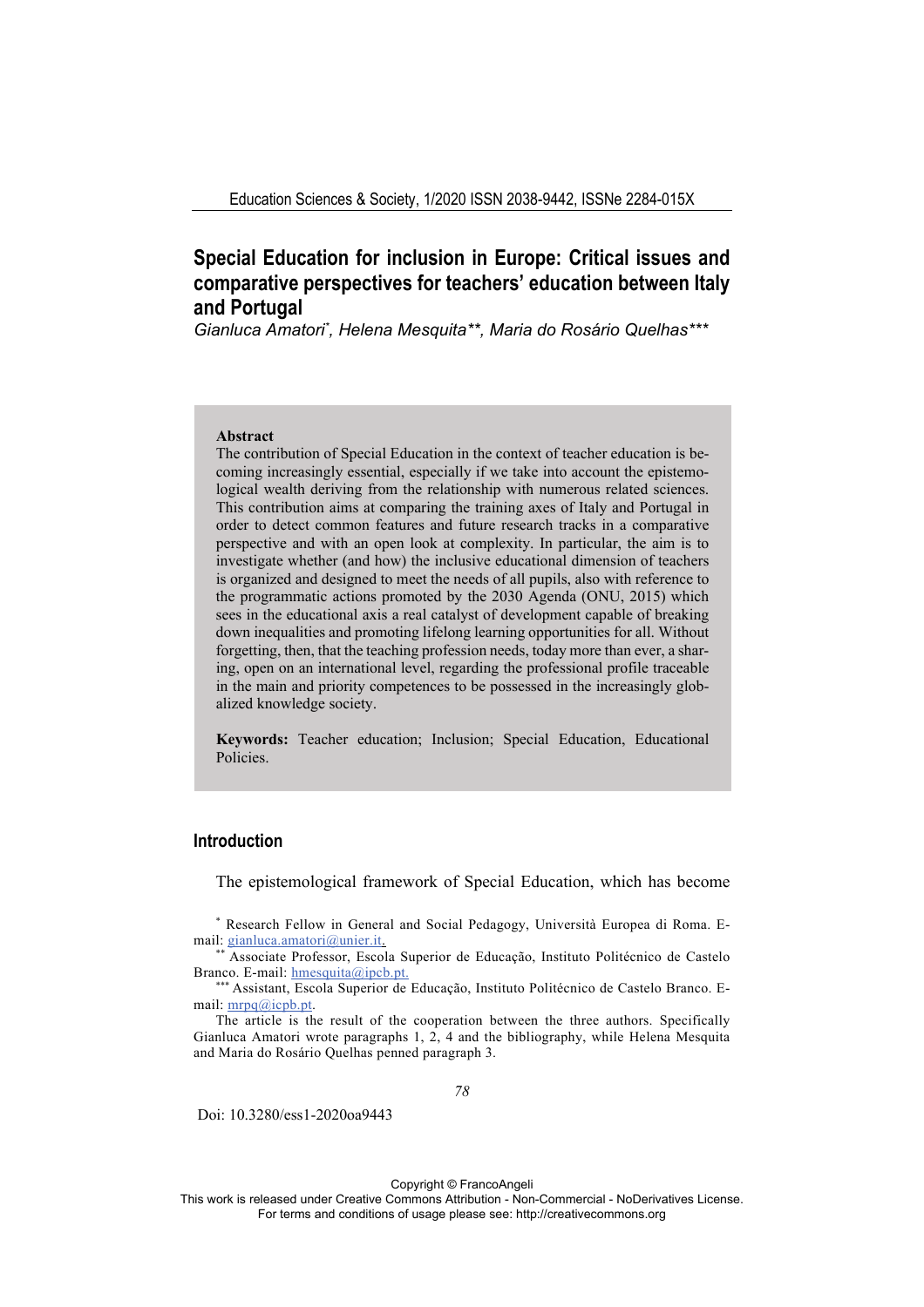# Special Education for inclusion in Europe: Critical issues and comparative perspectives for teachers' education between Italy and Portugal

*Gianluca Amatori[\*], Helena Mesquita[\*\*], Maria do Rosário Quelhas[\*\*\*]*

**Abstract**

The contribution of Special Education in the context of teacher education is becoming increasingly essential, especially if we take into account the epistemological wealth deriving from the relationship with numerous related sciences. This contribution aims at comparing the training axes of Italy and Portugal in order to detect common features and future research tracks in a comparative perspective and with an open look at complexity. In particular, the aim is to investigate whether (and how) the inclusive educational dimension of teachers is organized and designed to meet the needs of all pupils, also with reference to the programmatic actions promoted by the 2030 Agenda (ONU, 2015) which sees in the educational axis a real catalyst of development capable of breaking down inequalities and promoting lifelong learning opportunities for all. Without forgetting, then, that the teaching profession needs, today more than ever, a sharing, open on an international level, regarding the professional profile traceable in the main and priority competences to be possessed in the increasingly globalized knowledge society.

**Keywords:** Teacher education; Inclusion; Special Education, Educational Policies.

## Introduction

The epistemological framework of Special Education, which has become

[\*] Research Fellow in General and Social Pedagogy, Università Europea di Roma. E-mail: gianluca.amatori@unier.it.

[\*\*] Associate Professor, Escola Superior de Educação, Instituto Politécnico de Castelo Branco. E-mail: hmesquita@ipcb.pt.

[\*\*\*] Assistant, Escola Superior de Educação, Instituto Politécnico de Castelo Branco. E-mail: mrpq@icpb.pt.

The article is the result of the cooperation between the three authors. Specifically Gianluca Amatori wrote paragraphs 1, 2, 4 and the bibliography, while Helena Mesquita and Maria do Rosário Quelhas penned paragraph 3.

Doi: 10.3280/ess1-2020oa9443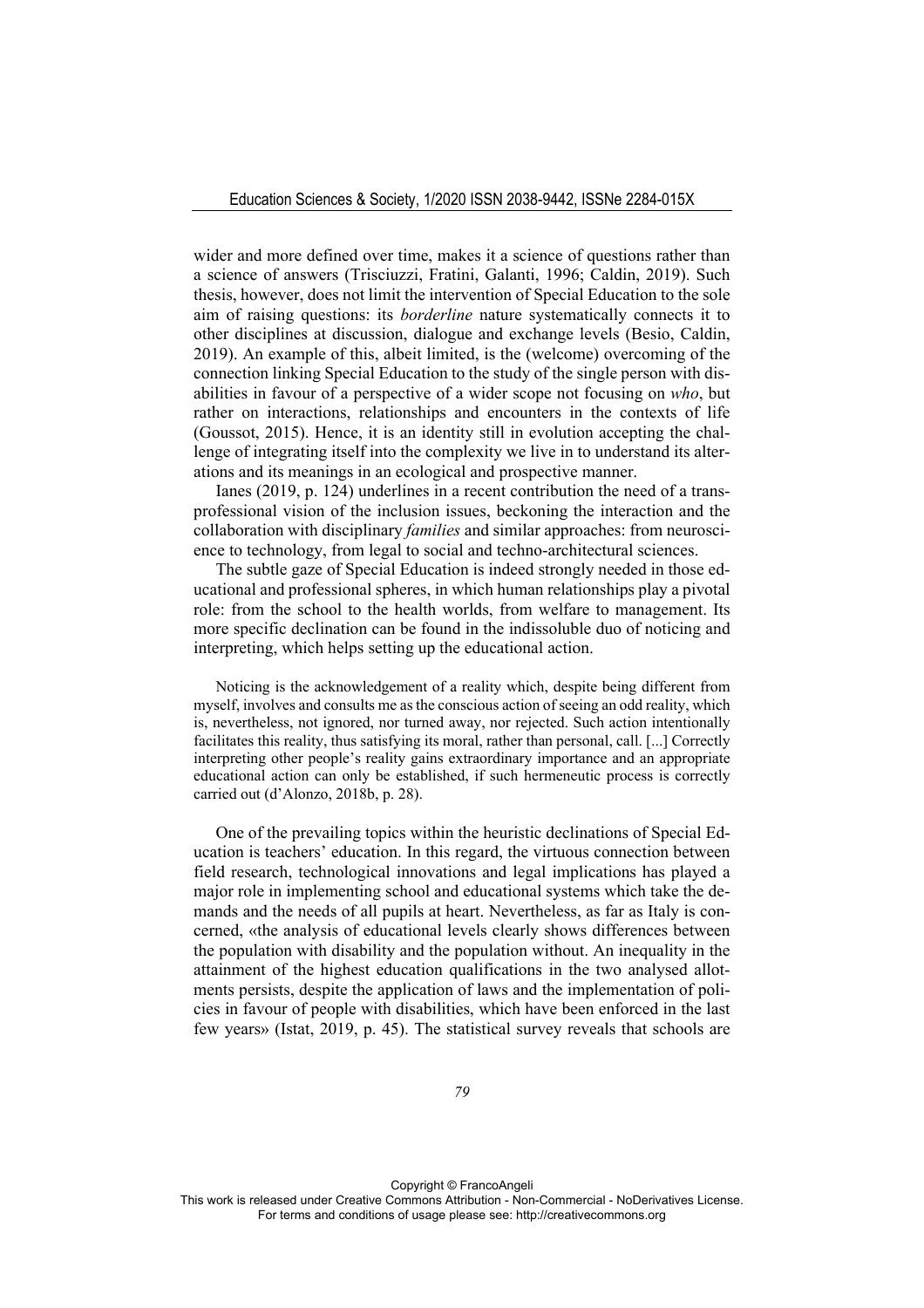wider and more defined over time, makes it a science of questions rather than a science of answers (Trisciuzzi, Fratini, Galanti, 1996; Caldin, 2019). Such thesis, however, does not limit the intervention of Special Education to the sole aim of raising questions: its *borderline* nature systematically connects it to other disciplines at discussion, dialogue and exchange levels (Besio, Caldin, 2019). An example of this, albeit limited, is the (welcome) overcoming of the connection linking Special Education to the study of the single person with disabilities in favour of a perspective of a wider scope not focusing on *who*, but rather on interactions, relationships and encounters in the contexts of life (Goussot, 2015). Hence, it is an identity still in evolution accepting the challenge of integrating itself into the complexity we live in to understand its alterations and its meanings in an ecological and prospective manner.

Ianes (2019, p. 124) underlines in a recent contribution the need of a trans-professional vision of the inclusion issues, beckoning the interaction and the collaboration with disciplinary *families* and similar approaches: from neuroscience to technology, from legal to social and techno-architectural sciences.

The subtle gaze of Special Education is indeed strongly needed in those educational and professional spheres, in which human relationships play a pivotal role: from the school to the health worlds, from welfare to management. Its more specific declination can be found in the indissoluble duo of noticing and interpreting, which helps setting up the educational action.

> Noticing is the acknowledgement of a reality which, despite being different from myself, involves and consults me as the conscious action of seeing an odd reality, which is, nevertheless, not ignored, nor turned away, nor rejected. Such action intentionally facilitates this reality, thus satisfying its moral, rather than personal, call. [...] Correctly interpreting other people's reality gains extraordinary importance and an appropriate educational action can only be established, if such hermeneutic process is correctly carried out (d'Alonzo, 2018b, p. 28).

One of the prevailing topics within the heuristic declinations of Special Education is teachers' education. In this regard, the virtuous connection between field research, technological innovations and legal implications has played a major role in implementing school and educational systems which take the demands and the needs of all pupils at heart. Nevertheless, as far as Italy is concerned, «the analysis of educational levels clearly shows differences between the population with disability and the population without. An inequality in the attainment of the highest education qualifications in the two analysed allotments persists, despite the application of laws and the implementation of policies in favour of people with disabilities, which have been enforced in the last few years» (Istat, 2019, p. 45). The statistical survey reveals that schools are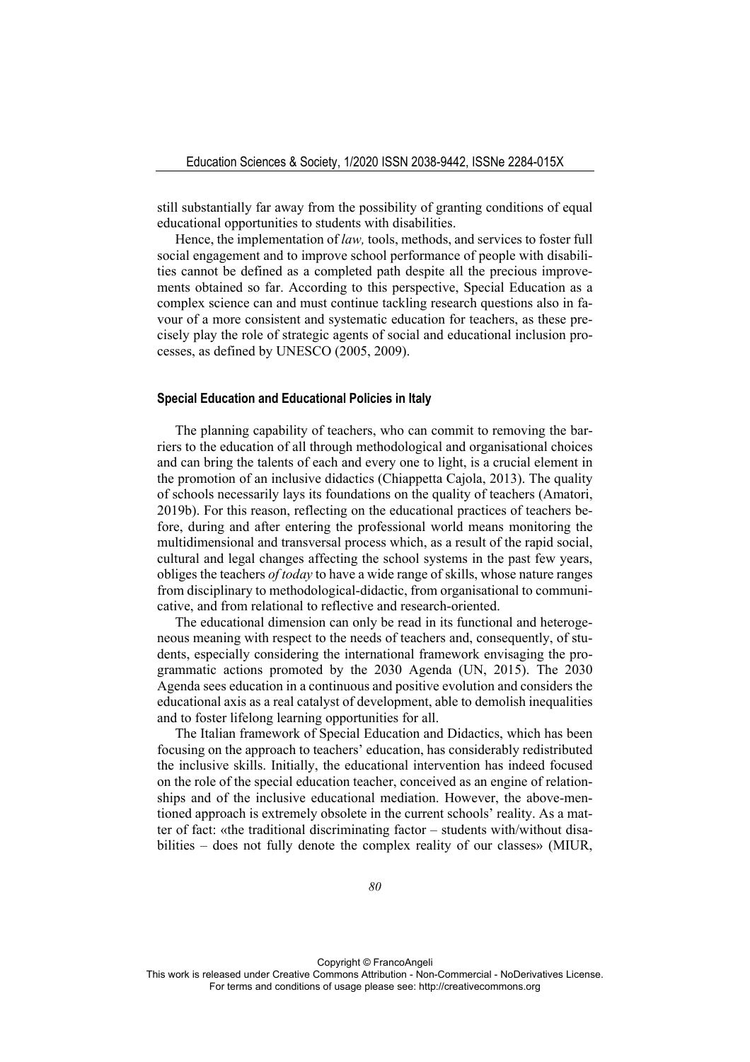still substantially far away from the possibility of granting conditions of equal educational opportunities to students with disabilities.

Hence, the implementation of *law,* tools, methods, and services to foster full social engagement and to improve school performance of people with disabilities cannot be defined as a completed path despite all the precious improvements obtained so far. According to this perspective, Special Education as a complex science can and must continue tackling research questions also in favour of a more consistent and systematic education for teachers, as these precisely play the role of strategic agents of social and educational inclusion processes, as defined by UNESCO (2005, 2009).

## Special Education and Educational Policies in Italy

The planning capability of teachers, who can commit to removing the barriers to the education of all through methodological and organisational choices and can bring the talents of each and every one to light, is a crucial element in the promotion of an inclusive didactics (Chiappetta Cajola, 2013). The quality of schools necessarily lays its foundations on the quality of teachers (Amatori, 2019b). For this reason, reflecting on the educational practices of teachers before, during and after entering the professional world means monitoring the multidimensional and transversal process which, as a result of the rapid social, cultural and legal changes affecting the school systems in the past few years, obliges the teachers *of today* to have a wide range of skills, whose nature ranges from disciplinary to methodological-didactic, from organisational to communicative, and from relational to reflective and research-oriented.

The educational dimension can only be read in its functional and heterogeneous meaning with respect to the needs of teachers and, consequently, of students, especially considering the international framework envisaging the programmatic actions promoted by the 2030 Agenda (UN, 2015). The 2030 Agenda sees education in a continuous and positive evolution and considers the educational axis as a real catalyst of development, able to demolish inequalities and to foster lifelong learning opportunities for all.

The Italian framework of Special Education and Didactics, which has been focusing on the approach to teachers' education, has considerably redistributed the inclusive skills. Initially, the educational intervention has indeed focused on the role of the special education teacher, conceived as an engine of relationships and of the inclusive educational mediation. However, the above-mentioned approach is extremely obsolete in the current schools' reality. As a matter of fact: «the traditional discriminating factor – students with/without disabilities – does not fully denote the complex reality of our classes» (MIUR,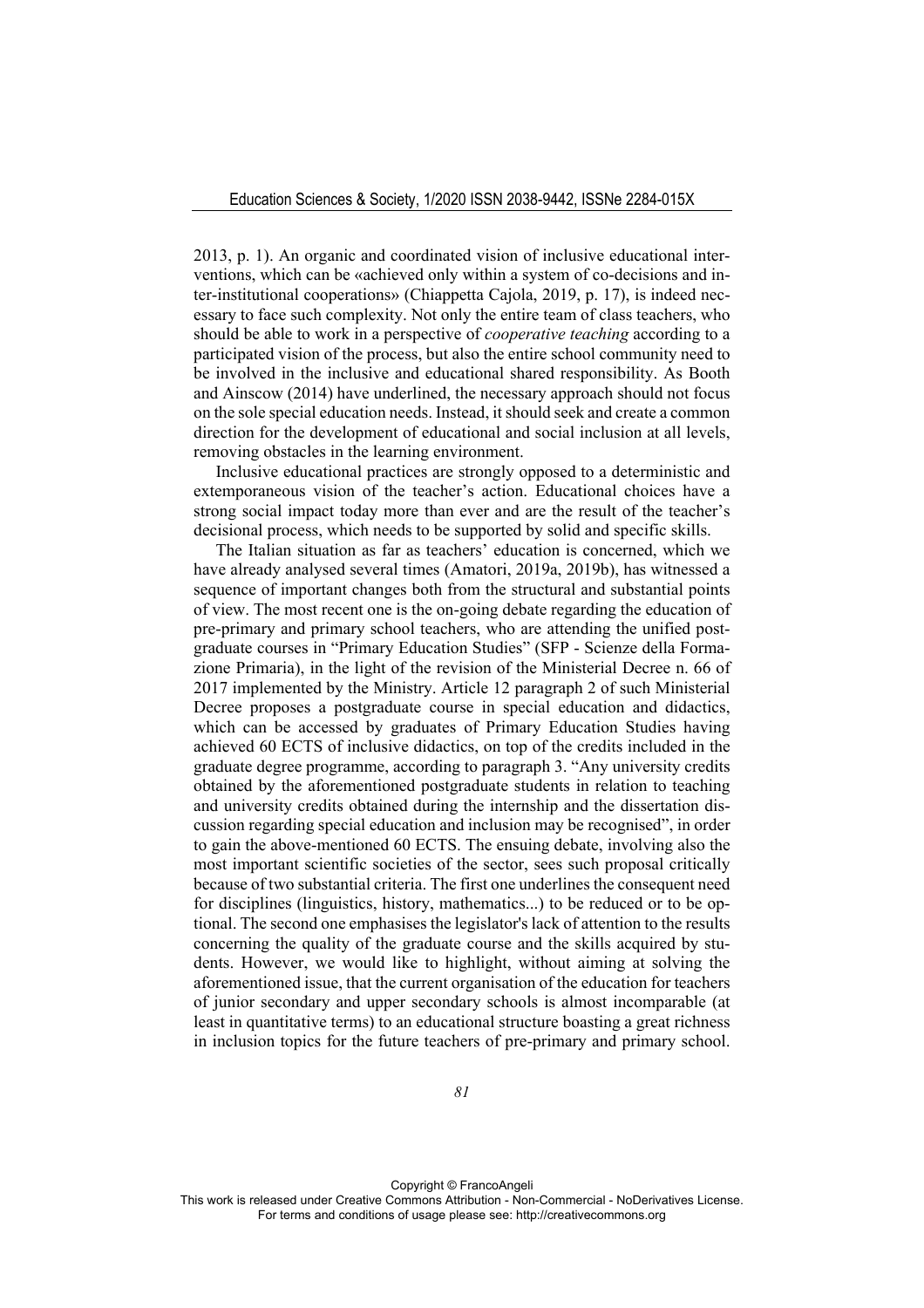2013, p. 1). An organic and coordinated vision of inclusive educational interventions, which can be «achieved only within a system of co-decisions and inter-institutional cooperations» (Chiappetta Cajola, 2019, p. 17), is indeed necessary to face such complexity. Not only the entire team of class teachers, who should be able to work in a perspective of *cooperative teaching* according to a participated vision of the process, but also the entire school community need to be involved in the inclusive and educational shared responsibility. As Booth and Ainscow (2014) have underlined, the necessary approach should not focus on the sole special education needs. Instead, it should seek and create a common direction for the development of educational and social inclusion at all levels, removing obstacles in the learning environment.

Inclusive educational practices are strongly opposed to a deterministic and extemporaneous vision of the teacher's action. Educational choices have a strong social impact today more than ever and are the result of the teacher's decisional process, which needs to be supported by solid and specific skills.

The Italian situation as far as teachers' education is concerned, which we have already analysed several times (Amatori, 2019a, 2019b), has witnessed a sequence of important changes both from the structural and substantial points of view. The most recent one is the on-going debate regarding the education of pre-primary and primary school teachers, who are attending the unified postgraduate courses in "Primary Education Studies" (SFP - Scienze della Formazione Primaria), in the light of the revision of the Ministerial Decree n. 66 of 2017 implemented by the Ministry. Article 12 paragraph 2 of such Ministerial Decree proposes a postgraduate course in special education and didactics, which can be accessed by graduates of Primary Education Studies having achieved 60 ECTS of inclusive didactics, on top of the credits included in the graduate degree programme, according to paragraph 3. "Any university credits obtained by the aforementioned postgraduate students in relation to teaching and university credits obtained during the internship and the dissertation discussion regarding special education and inclusion may be recognised", in order to gain the above-mentioned 60 ECTS. The ensuing debate, involving also the most important scientific societies of the sector, sees such proposal critically because of two substantial criteria. The first one underlines the consequent need for disciplines (linguistics, history, mathematics...) to be reduced or to be optional. The second one emphasises the legislator's lack of attention to the results concerning the quality of the graduate course and the skills acquired by students. However, we would like to highlight, without aiming at solving the aforementioned issue, that the current organisation of the education for teachers of junior secondary and upper secondary schools is almost incomparable (at least in quantitative terms) to an educational structure boasting a great richness in inclusion topics for the future teachers of pre-primary and primary school.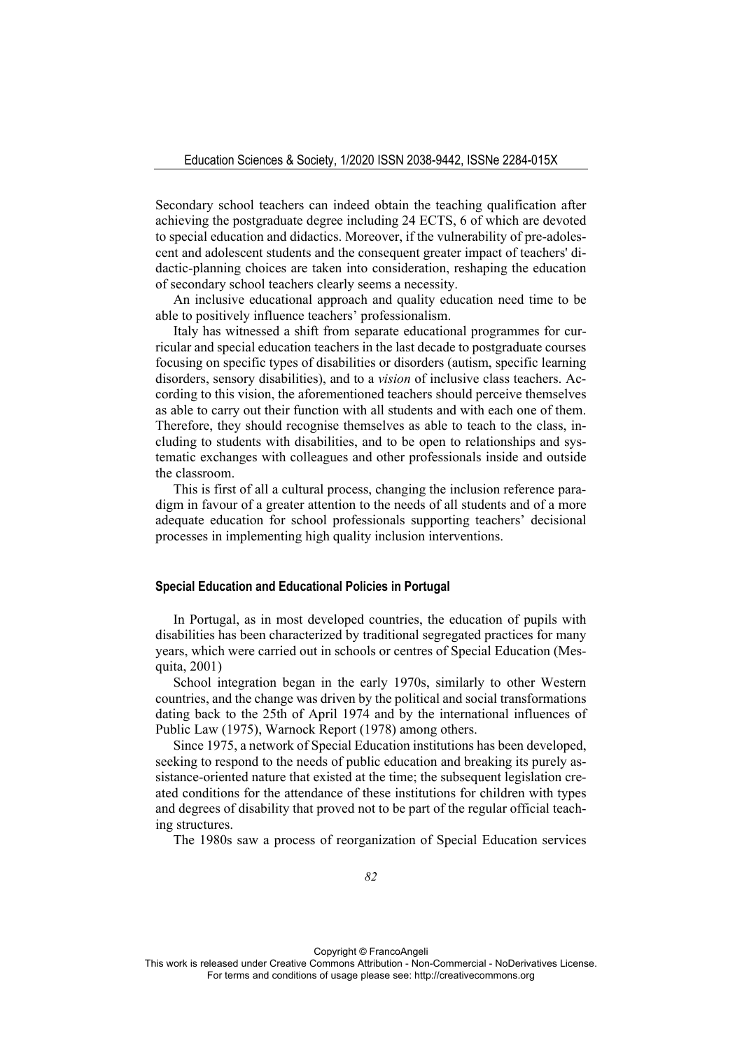Secondary school teachers can indeed obtain the teaching qualification after achieving the postgraduate degree including 24 ECTS, 6 of which are devoted to special education and didactics. Moreover, if the vulnerability of pre-adolescent and adolescent students and the consequent greater impact of teachers' didactic-planning choices are taken into consideration, reshaping the education of secondary school teachers clearly seems a necessity.

An inclusive educational approach and quality education need time to be able to positively influence teachers' professionalism.

Italy has witnessed a shift from separate educational programmes for curricular and special education teachers in the last decade to postgraduate courses focusing on specific types of disabilities or disorders (autism, specific learning disorders, sensory disabilities), and to a *vision* of inclusive class teachers. According to this vision, the aforementioned teachers should perceive themselves as able to carry out their function with all students and with each one of them. Therefore, they should recognise themselves as able to teach to the class, including to students with disabilities, and to be open to relationships and systematic exchanges with colleagues and other professionals inside and outside the classroom.

This is first of all a cultural process, changing the inclusion reference paradigm in favour of a greater attention to the needs of all students and of a more adequate education for school professionals supporting teachers' decisional processes in implementing high quality inclusion interventions.

#### Special Education and Educational Policies in Portugal

In Portugal, as in most developed countries, the education of pupils with disabilities has been characterized by traditional segregated practices for many years, which were carried out in schools or centres of Special Education (Mesquita, 2001)

School integration began in the early 1970s, similarly to other Western countries, and the change was driven by the political and social transformations dating back to the 25th of April 1974 and by the international influences of Public Law (1975), Warnock Report (1978) among others.

Since 1975, a network of Special Education institutions has been developed, seeking to respond to the needs of public education and breaking its purely assistance-oriented nature that existed at the time; the subsequent legislation created conditions for the attendance of these institutions for children with types and degrees of disability that proved not to be part of the regular official teaching structures.

The 1980s saw a process of reorganization of Special Education services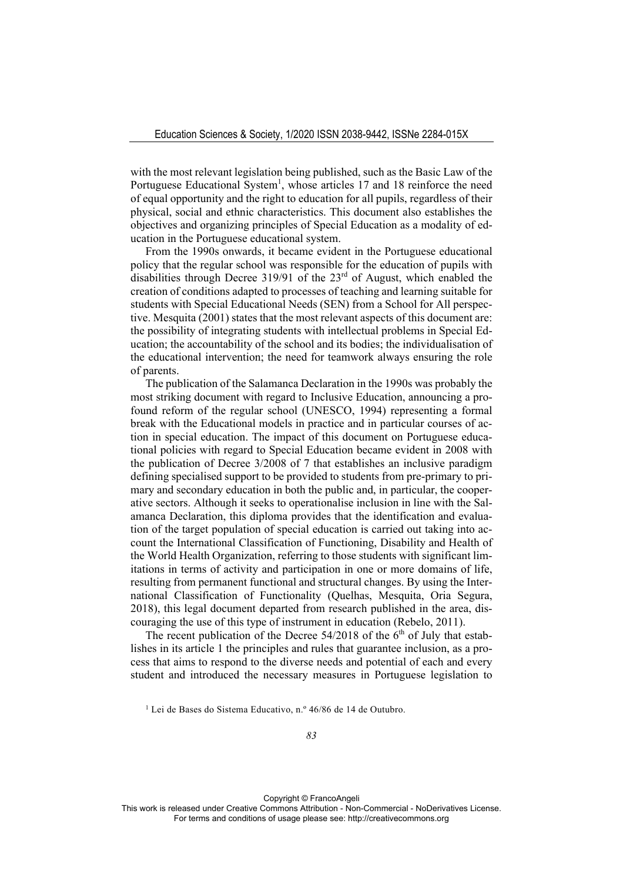with the most relevant legislation being published, such as the Basic Law of the Portuguese Educational System[1], whose articles 17 and 18 reinforce the need of equal opportunity and the right to education for all pupils, regardless of their physical, social and ethnic characteristics. This document also establishes the objectives and organizing principles of Special Education as a modality of education in the Portuguese educational system.

From the 1990s onwards, it became evident in the Portuguese educational policy that the regular school was responsible for the education of pupils with disabilities through Decree 319/91 of the 23rd of August, which enabled the creation of conditions adapted to processes of teaching and learning suitable for students with Special Educational Needs (SEN) from a School for All perspective. Mesquita (2001) states that the most relevant aspects of this document are: the possibility of integrating students with intellectual problems in Special Education; the accountability of the school and its bodies; the individualisation of the educational intervention; the need for teamwork always ensuring the role of parents.

The publication of the Salamanca Declaration in the 1990s was probably the most striking document with regard to Inclusive Education, announcing a profound reform of the regular school (UNESCO, 1994) representing a formal break with the Educational models in practice and in particular courses of action in special education. The impact of this document on Portuguese educational policies with regard to Special Education became evident in 2008 with the publication of Decree 3/2008 of 7 that establishes an inclusive paradigm defining specialised support to be provided to students from pre-primary to primary and secondary education in both the public and, in particular, the cooperative sectors. Although it seeks to operationalise inclusion in line with the Salamanca Declaration, this diploma provides that the identification and evaluation of the target population of special education is carried out taking into account the International Classification of Functioning, Disability and Health of the World Health Organization, referring to those students with significant limitations in terms of activity and participation in one or more domains of life, resulting from permanent functional and structural changes. By using the International Classification of Functionality (Quelhas, Mesquita, Oria Segura, 2018), this legal document departed from research published in the area, discouraging the use of this type of instrument in education (Rebelo, 2011).

The recent publication of the Decree 54/2018 of the 6th of July that establishes in its article 1 the principles and rules that guarantee inclusion, as a process that aims to respond to the diverse needs and potential of each and every student and introduced the necessary measures in Portuguese legislation to

[1] Lei de Bases do Sistema Educativo, n.º 46/86 de 14 de Outubro.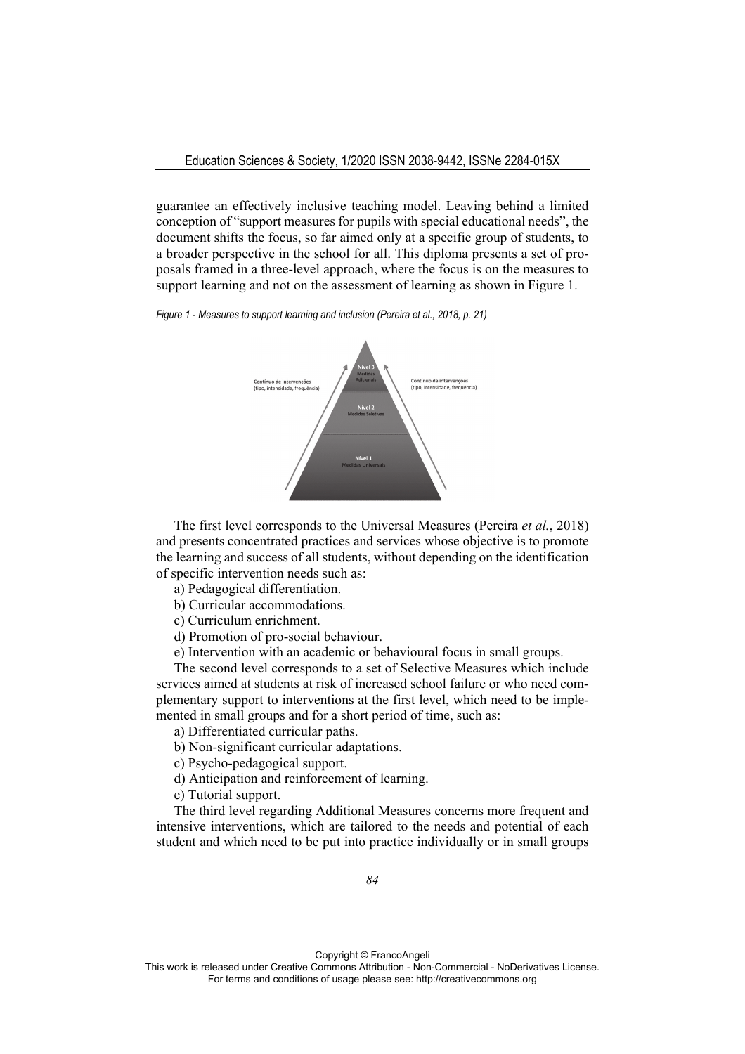guarantee an effectively inclusive teaching model. Leaving behind a limited conception of "support measures for pupils with special educational needs", the document shifts the focus, so far aimed only at a specific group of students, to a broader perspective in the school for all. This diploma presents a set of proposals framed in a three-level approach, where the focus is on the measures to support learning and not on the assessment of learning as shown in Figure 1.

*Figure 1 - Measures to support learning and inclusion (Pereira et al., 2018, p. 21)*

The first level corresponds to the Universal Measures (Pereira *et al.*, 2018) and presents concentrated practices and services whose objective is to promote the learning and success of all students, without depending on the identification of specific intervention needs such as:

a) Pedagogical differentiation.

b) Curricular accommodations.

c) Curriculum enrichment.

d) Promotion of pro-social behaviour.

e) Intervention with an academic or behavioural focus in small groups.

The second level corresponds to a set of Selective Measures which include services aimed at students at risk of increased school failure or who need complementary support to interventions at the first level, which need to be implemented in small groups and for a short period of time, such as:

a) Differentiated curricular paths.

b) Non-significant curricular adaptations.

c) Psycho-pedagogical support.

d) Anticipation and reinforcement of learning.

e) Tutorial support.

The third level regarding Additional Measures concerns more frequent and intensive interventions, which are tailored to the needs and potential of each student and which need to be put into practice individually or in small groups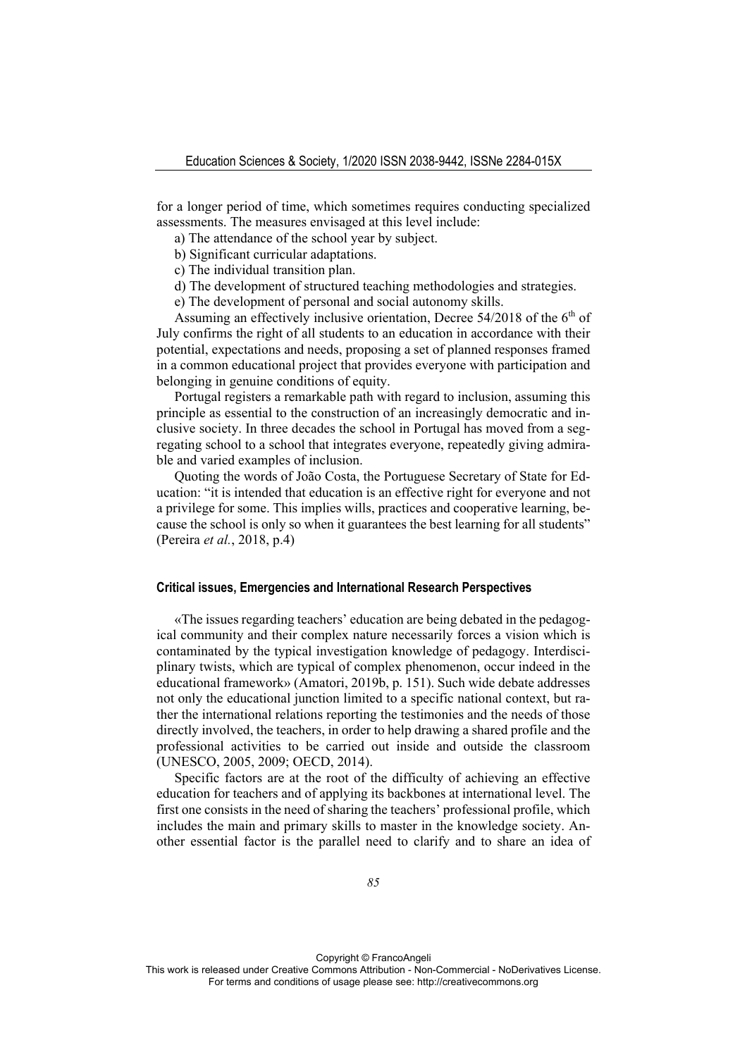for a longer period of time, which sometimes requires conducting specialized assessments. The measures envisaged at this level include:

a) The attendance of the school year by subject.

b) Significant curricular adaptations.

c) The individual transition plan.

d) The development of structured teaching methodologies and strategies.

e) The development of personal and social autonomy skills.

Assuming an effectively inclusive orientation, Decree 54/2018 of the 6th of July confirms the right of all students to an education in accordance with their potential, expectations and needs, proposing a set of planned responses framed in a common educational project that provides everyone with participation and belonging in genuine conditions of equity.

Portugal registers a remarkable path with regard to inclusion, assuming this principle as essential to the construction of an increasingly democratic and inclusive society. In three decades the school in Portugal has moved from a segregating school to a school that integrates everyone, repeatedly giving admirable and varied examples of inclusion.

Quoting the words of João Costa, the Portuguese Secretary of State for Education: "it is intended that education is an effective right for everyone and not a privilege for some. This implies wills, practices and cooperative learning, because the school is only so when it guarantees the best learning for all students" (Pereira *et al.*, 2018, p.4)

### Critical issues, Emergencies and International Research Perspectives

«The issues regarding teachers' education are being debated in the pedagogical community and their complex nature necessarily forces a vision which is contaminated by the typical investigation knowledge of pedagogy. Interdisciplinary twists, which are typical of complex phenomenon, occur indeed in the educational framework» (Amatori, 2019b, p. 151). Such wide debate addresses not only the educational junction limited to a specific national context, but rather the international relations reporting the testimonies and the needs of those directly involved, the teachers, in order to help drawing a shared profile and the professional activities to be carried out inside and outside the classroom (UNESCO, 2005, 2009; OECD, 2014).

Specific factors are at the root of the difficulty of achieving an effective education for teachers and of applying its backbones at international level. The first one consists in the need of sharing the teachers' professional profile, which includes the main and primary skills to master in the knowledge society. Another essential factor is the parallel need to clarify and to share an idea of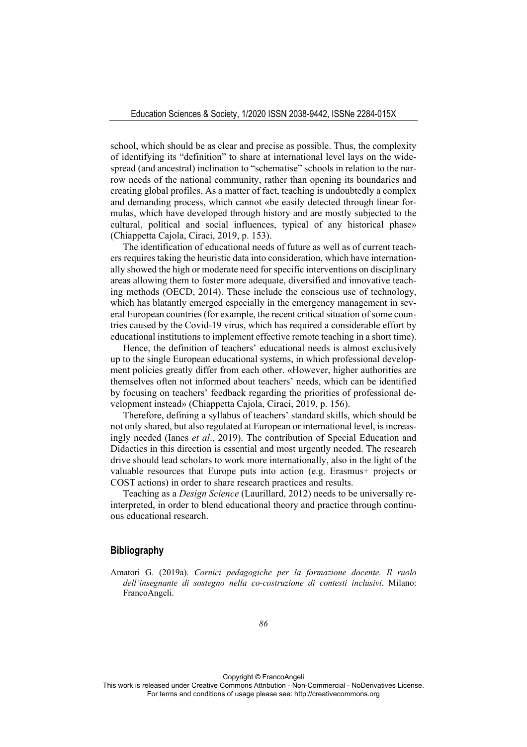school, which should be as clear and precise as possible. Thus, the complexity of identifying its "definition" to share at international level lays on the widespread (and ancestral) inclination to "schematise" schools in relation to the narrow needs of the national community, rather than opening its boundaries and creating global profiles. As a matter of fact, teaching is undoubtedly a complex and demanding process, which cannot «be easily detected through linear formulas, which have developed through history and are mostly subjected to the cultural, political and social influences, typical of any historical phase» (Chiappetta Cajola, Ciraci, 2019, p. 153).

The identification of educational needs of future as well as of current teachers requires taking the heuristic data into consideration, which have internationally showed the high or moderate need for specific interventions on disciplinary areas allowing them to foster more adequate, diversified and innovative teaching methods (OECD, 2014). These include the conscious use of technology, which has blatantly emerged especially in the emergency management in several European countries (for example, the recent critical situation of some countries caused by the Covid-19 virus, which has required a considerable effort by educational institutions to implement effective remote teaching in a short time).

Hence, the definition of teachers' educational needs is almost exclusively up to the single European educational systems, in which professional development policies greatly differ from each other. «However, higher authorities are themselves often not informed about teachers' needs, which can be identified by focusing on teachers' feedback regarding the priorities of professional development instead» (Chiappetta Cajola, Ciraci, 2019, p. 156).

Therefore, defining a syllabus of teachers' standard skills, which should be not only shared, but also regulated at European or international level, is increasingly needed (Ianes *et al*., 2019). The contribution of Special Education and Didactics in this direction is essential and most urgently needed. The research drive should lead scholars to work more internationally, also in the light of the valuable resources that Europe puts into action (e.g. Erasmus+ projects or COST actions) in order to share research practices and results.

Teaching as a *Design Science* (Laurillard, 2012) needs to be universally reinterpreted, in order to blend educational theory and practice through continuous educational research.

## Bibliography

Amatori G. (2019a). *Cornici pedagogiche per la formazione docente. Il ruolo dell'insegnante di sostegno nella co-costruzione di contesti inclusivi*. Milano: FrancoAngeli.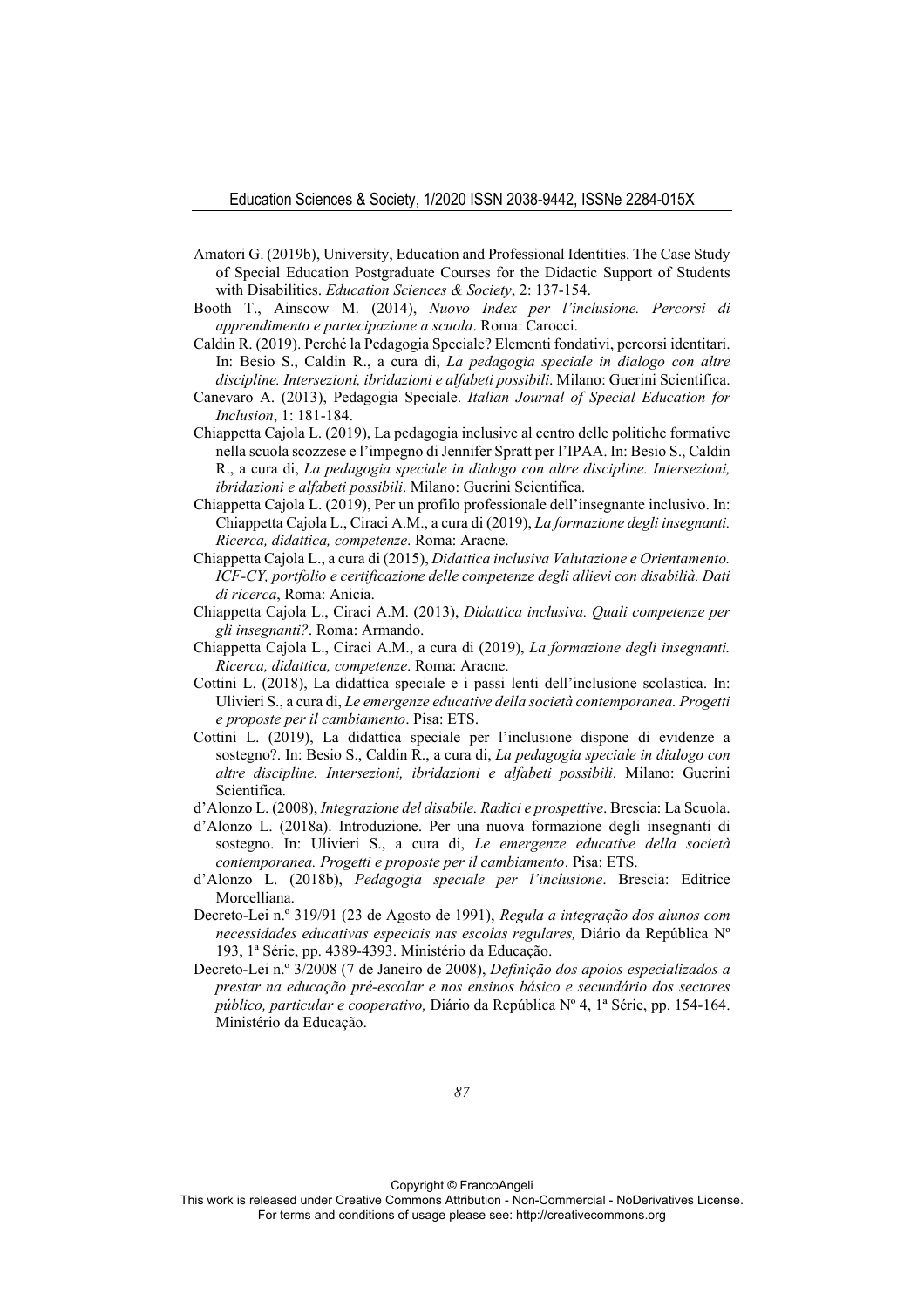Amatori G. (2019b), University, Education and Professional Identities. The Case Study of Special Education Postgraduate Courses for the Didactic Support of Students with Disabilities. *Education Sciences & Society*, 2: 137-154.

Booth T., Ainscow M. (2014), *Nuovo Index per l'inclusione. Percorsi di apprendimento e partecipazione a scuola*. Roma: Carocci.

Caldin R. (2019). Perché la Pedagogia Speciale? Elementi fondativi, percorsi identitari. In: Besio S., Caldin R., a cura di, *La pedagogia speciale in dialogo con altre discipline. Intersezioni, ibridazioni e alfabeti possibili*. Milano: Guerini Scientifica.

Canevaro A. (2013), Pedagogia Speciale. *Italian Journal of Special Education for Inclusion*, 1: 181-184.

Chiappetta Cajola L. (2019), La pedagogia inclusive al centro delle politiche formative nella scuola scozzese e l'impegno di Jennifer Spratt per l'IPAA. In: Besio S., Caldin R., a cura di, *La pedagogia speciale in dialogo con altre discipline. Intersezioni, ibridazioni e alfabeti possibili*. Milano: Guerini Scientifica.

Chiappetta Cajola L. (2019), Per un profilo professionale dell'insegnante inclusivo. In: Chiappetta Cajola L., Ciraci A.M., a cura di (2019), *La formazione degli insegnanti. Ricerca, didattica, competenze*. Roma: Aracne.

Chiappetta Cajola L., a cura di (2015), *Didattica inclusiva Valutazione e Orientamento. ICF-CY, portfolio e certificazione delle competenze degli allievi con disabilià. Dati di ricerca*, Roma: Anicia.

Chiappetta Cajola L., Ciraci A.M. (2013), *Didattica inclusiva. Quali competenze per gli insegnanti?*. Roma: Armando.

Chiappetta Cajola L., Ciraci A.M., a cura di (2019), *La formazione degli insegnanti. Ricerca, didattica, competenze*. Roma: Aracne.

Cottini L. (2018), La didattica speciale e i passi lenti dell'inclusione scolastica. In: Ulivieri S., a cura di, *Le emergenze educative della società contemporanea. Progetti e proposte per il cambiamento*. Pisa: ETS.

Cottini L. (2019), La didattica speciale per l'inclusione dispone di evidenze a sostegno?. In: Besio S., Caldin R., a cura di, *La pedagogia speciale in dialogo con altre discipline. Intersezioni, ibridazioni e alfabeti possibili*. Milano: Guerini Scientifica.

d'Alonzo L. (2008), *Integrazione del disabile. Radici e prospettive*. Brescia: La Scuola.

d'Alonzo L. (2018a). Introduzione. Per una nuova formazione degli insegnanti di sostegno. In: Ulivieri S., a cura di, *Le emergenze educative della società contemporanea. Progetti e proposte per il cambiamento*. Pisa: ETS.

d'Alonzo L. (2018b), *Pedagogia speciale per l'inclusione*. Brescia: Editrice Morcelliana.

Decreto-Lei n.º 319/91 (23 de Agosto de 1991), *Regula a integração dos alunos com necessidades educativas especiais nas escolas regulares,* Diário da República Nº 193, 1ª Série, pp. 4389-4393. Ministério da Educação.

Decreto-Lei n.º 3/2008 (7 de Janeiro de 2008), *Definição dos apoios especializados a prestar na educação pré-escolar e nos ensinos básico e secundário dos sectores público, particular e cooperativo,* Diário da República Nº 4, 1ª Série, pp. 154-164. Ministério da Educação.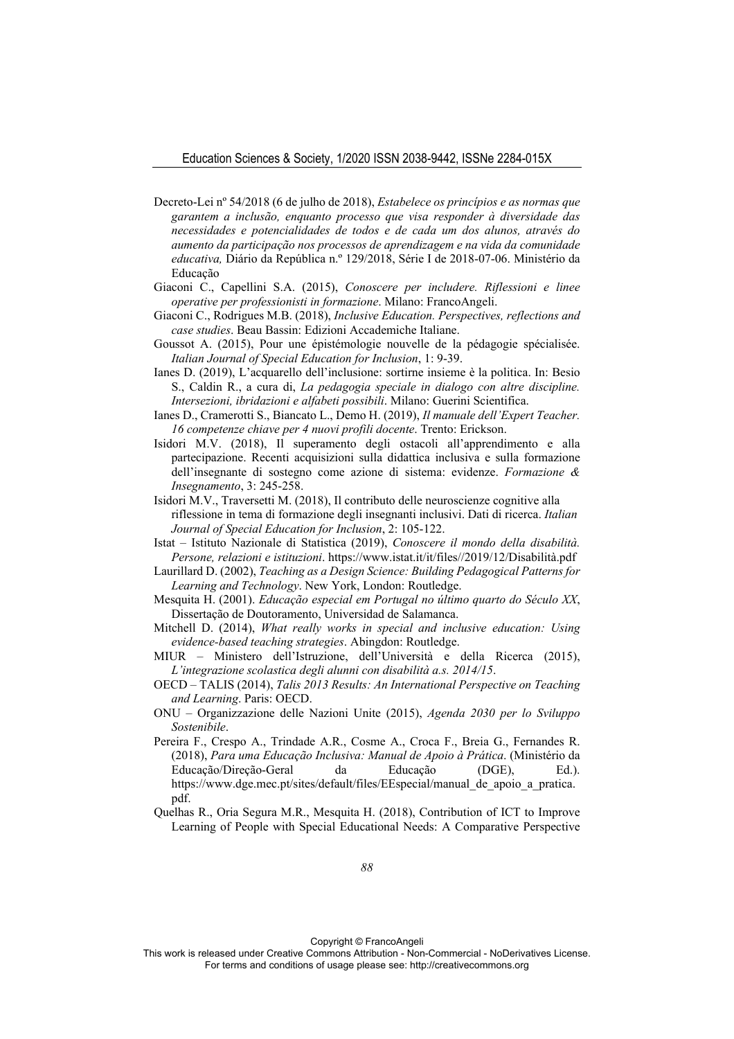Decreto-Lei nº 54/2018 (6 de julho de 2018), *Estabelece os princípios e as normas que garantem a inclusão, enquanto processo que visa responder à diversidade das necessidades e potencialidades de todos e de cada um dos alunos, através do aumento da participação nos processos de aprendizagem e na vida da comunidade educativa,* Diário da República n.º 129/2018, Série I de 2018-07-06. Ministério da Educação

Giaconi C., Capellini S.A. (2015), *Conoscere per includere. Riflessioni e linee operative per professionisti in formazione*. Milano: FrancoAngeli.

Giaconi C., Rodrigues M.B. (2018), *Inclusive Education. Perspectives, reflections and case studies*. Beau Bassin: Edizioni Accademiche Italiane.

Goussot A. (2015), Pour une épistémologie nouvelle de la pédagogie spécialisée. *Italian Journal of Special Education for Inclusion*, 1: 9-39.

Ianes D. (2019), L'acquarello dell'inclusione: sortirne insieme è la politica. In: Besio S., Caldin R., a cura di, *La pedagogia speciale in dialogo con altre discipline. Intersezioni, ibridazioni e alfabeti possibili*. Milano: Guerini Scientifica.

Ianes D., Cramerotti S., Biancato L., Demo H. (2019), *Il manuale dell'Expert Teacher. 16 competenze chiave per 4 nuovi profili docente*. Trento: Erickson.

Isidori M.V. (2018), Il superamento degli ostacoli all'apprendimento e alla partecipazione. Recenti acquisizioni sulla didattica inclusiva e sulla formazione dell'insegnante di sostegno come azione di sistema: evidenze. *Formazione & Insegnamento*, 3: 245-258.

Isidori M.V., Traversetti M. (2018), Il contributo delle neuroscienze cognitive alla riflessione in tema di formazione degli insegnanti inclusivi. Dati di ricerca. *Italian Journal of Special Education for Inclusion*, 2: 105-122.

Istat – Istituto Nazionale di Statistica (2019), *Conoscere il mondo della disabilità. Persone, relazioni e istituzioni*. https://www.istat.it/it/files//2019/12/Disabilità.pdf

Laurillard D. (2002), *Teaching as a Design Science: Building Pedagogical Patterns for Learning and Technology*. New York, London: Routledge.

Mesquita H. (2001). *Educação especial em Portugal no último quarto do Século XX*, Dissertação de Doutoramento, Universidad de Salamanca.

Mitchell D. (2014), *What really works in special and inclusive education: Using evidence-based teaching strategies*. Abingdon: Routledge.

MIUR – Ministero dell'Istruzione, dell'Università e della Ricerca (2015), *L'integrazione scolastica degli alunni con disabilità a.s. 2014/15*.

OECD – TALIS (2014), *Talis 2013 Results: An International Perspective on Teaching and Learning*. Paris: OECD.

ONU – Organizzazione delle Nazioni Unite (2015), *Agenda 2030 per lo Sviluppo Sostenibile*.

Pereira F., Crespo A., Trindade A.R., Cosme A., Croca F., Breia G., Fernandes R. (2018), *Para uma Educação Inclusiva: Manual de Apoio à Prática*. (Ministério da Educação/Direção-Geral da Educação (DGE), Ed.). https://www.dge.mec.pt/sites/default/files/EEspecial/manual_de_apoio_a_pratica.pdf.

Quelhas R., Oria Segura M.R., Mesquita H. (2018), Contribution of ICT to Improve Learning of People with Special Educational Needs: A Comparative Perspective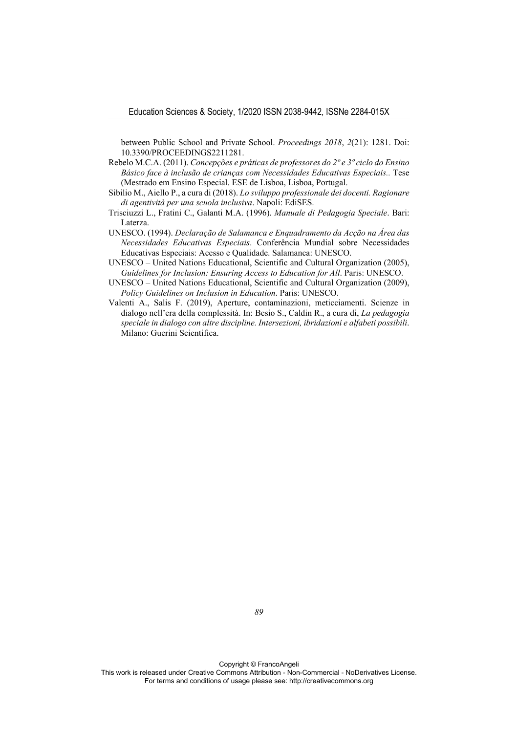between Public School and Private School. *Proceedings 2018*, *2*(21): 1281. Doi: 10.3390/PROCEEDINGS2211281.

Rebelo M.C.A. (2011). *Concepções e práticas de professores do 2º e 3º ciclo do Ensino Básico face à inclusão de crianças com Necessidades Educativas Especiais.*. Tese (Mestrado em Ensino Especial. ESE de Lisboa, Lisboa, Portugal.

Sibilio M., Aiello P., a cura di (2018). *Lo sviluppo professionale dei docenti. Ragionare di agentività per una scuola inclusiva*. Napoli: EdiSES.

Trisciuzzi L., Fratini C., Galanti M.A. (1996). *Manuale di Pedagogia Speciale*. Bari: Laterza.

UNESCO. (1994). *Declaração de Salamanca e Enquadramento da Acção na Área das Necessidades Educativas Especiais*. Conferência Mundial sobre Necessidades Educativas Especiais: Acesso e Qualidade. Salamanca: UNESCO.

UNESCO – United Nations Educational, Scientific and Cultural Organization (2005), *Guidelines for Inclusion: Ensuring Access to Education for All*. Paris: UNESCO.

UNESCO – United Nations Educational, Scientific and Cultural Organization (2009), *Policy Guidelines on Inclusion in Education*. Paris: UNESCO.

Valenti A., Salis F. (2019), Aperture, contaminazioni, meticciamenti. Scienze in dialogo nell'era della complessità. In: Besio S., Caldin R., a cura di, *La pedagogia speciale in dialogo con altre discipline. Intersezioni, ibridazioni e alfabeti possibili*. Milano: Guerini Scientifica.